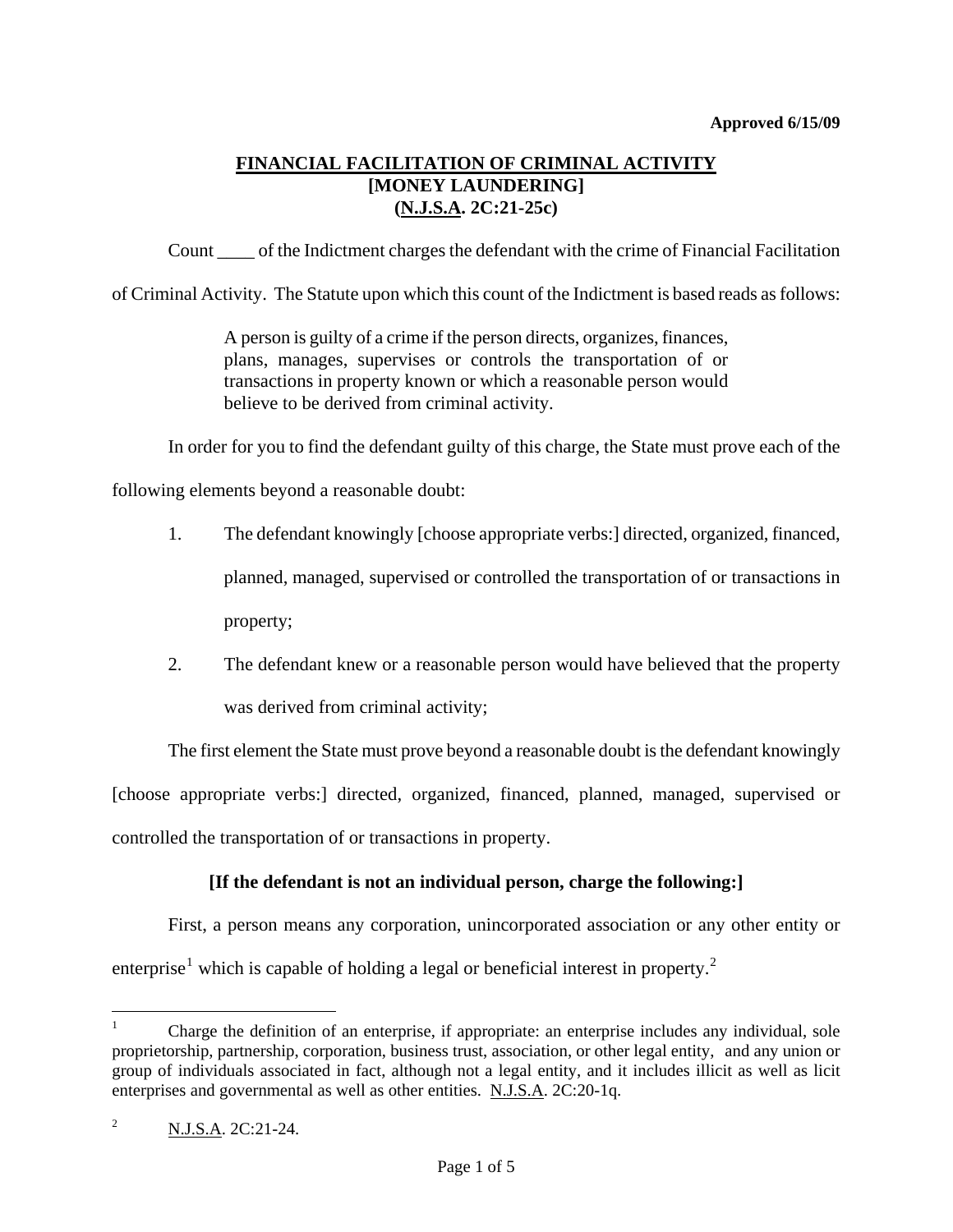Approved 6/15/09

# FINANCIAL FACILITATION OF CRIMINAL ACTIVITY
## [MONEY LAUNDERING]
## (N.J.S.A. 2C:21-25c)

Count ____ of the Indictment charges the defendant with the crime of Financial Facilitation of Criminal Activity. The Statute upon which this count of the Indictment is based reads as follows:

> A person is guilty of a crime if the person directs, organizes, finances, plans, manages, supervises or controls the transportation of or transactions in property known or which a reasonable person would believe to be derived from criminal activity.

In order for you to find the defendant guilty of this charge, the State must prove each of the following elements beyond a reasonable doubt:

1. The defendant knowingly [choose appropriate verbs:] directed, organized, financed, planned, managed, supervised or controlled the transportation of or transactions in property;
2. The defendant knew or a reasonable person would have believed that the property was derived from criminal activity;

The first element the State must prove beyond a reasonable doubt is the defendant knowingly [choose appropriate verbs:] directed, organized, financed, planned, managed, supervised or controlled the transportation of or transactions in property.

**[If the defendant is not an individual person, charge the following:]**

First, a person means any corporation, unincorporated association or any other entity or enterprise[1] which is capable of holding a legal or beneficial interest in property.[2]

---

[1] Charge the definition of an enterprise, if appropriate: an enterprise includes any individual, sole proprietorship, partnership, corporation, business trust, association, or other legal entity, and any union or group of individuals associated in fact, although not a legal entity, and it includes illicit as well as licit enterprises and governmental as well as other entities. N.J.S.A. 2C:20-1q.

[2] N.J.S.A. 2C:21-24.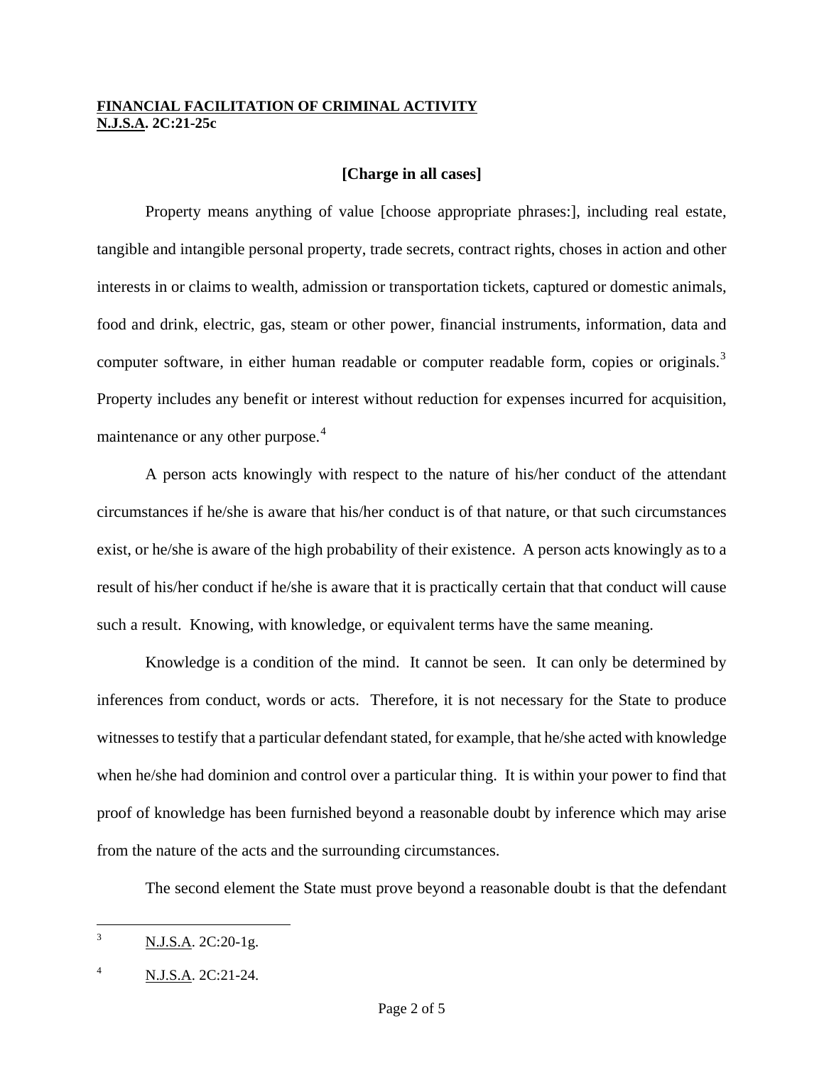**FINANCIAL FACILITATION OF CRIMINAL ACTIVITY**
**N.J.S.A. 2C:21-25c**

**[Charge in all cases]**

Property means anything of value [choose appropriate phrases:], including real estate, tangible and intangible personal property, trade secrets, contract rights, choses in action and other interests in or claims to wealth, admission or transportation tickets, captured or domestic animals, food and drink, electric, gas, steam or other power, financial instruments, information, data and computer software, in either human readable or computer readable form, copies or originals.[3] Property includes any benefit or interest without reduction for expenses incurred for acquisition, maintenance or any other purpose.[4]

A person acts knowingly with respect to the nature of his/her conduct of the attendant circumstances if he/she is aware that his/her conduct is of that nature, or that such circumstances exist, or he/she is aware of the high probability of their existence. A person acts knowingly as to a result of his/her conduct if he/she is aware that it is practically certain that that conduct will cause such a result. Knowing, with knowledge, or equivalent terms have the same meaning.

Knowledge is a condition of the mind. It cannot be seen. It can only be determined by inferences from conduct, words or acts. Therefore, it is not necessary for the State to produce witnesses to testify that a particular defendant stated, for example, that he/she acted with knowledge when he/she had dominion and control over a particular thing. It is within your power to find that proof of knowledge has been furnished beyond a reasonable doubt by inference which may arise from the nature of the acts and the surrounding circumstances.

The second element the State must prove beyond a reasonable doubt is that the defendant

---

[3] N.J.S.A. 2C:20-1g.

[4] N.J.S.A. 2C:21-24.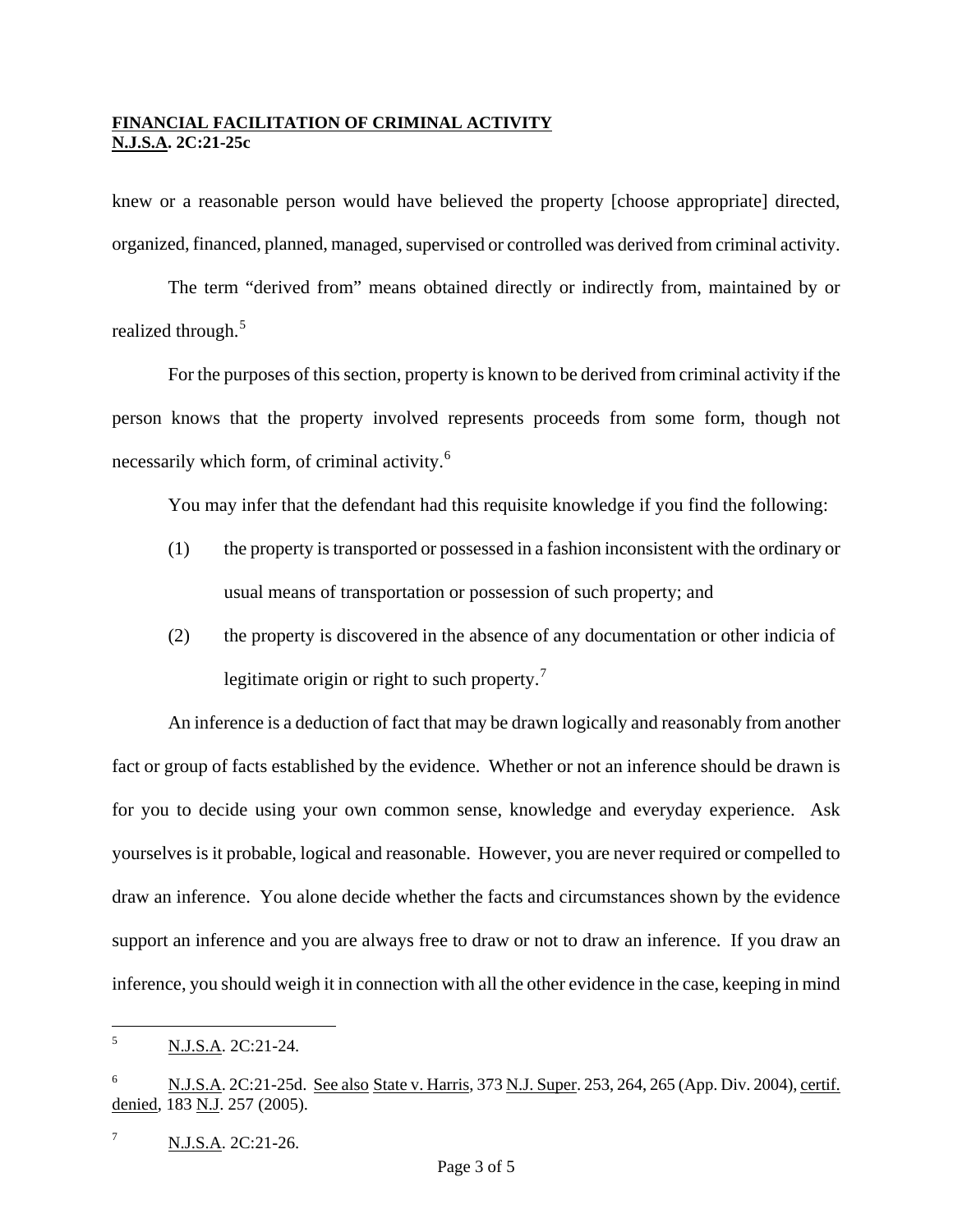knew or a reasonable person would have believed the property [choose appropriate] directed, organized, financed, planned, managed, supervised or controlled was derived from criminal activity.

The term "derived from" means obtained directly or indirectly from, maintained by or realized through.[5]

For the purposes of this section, property is known to be derived from criminal activity if the person knows that the property involved represents proceeds from some form, though not necessarily which form, of criminal activity.[6]

You may infer that the defendant had this requisite knowledge if you find the following:

(1) the property is transported or possessed in a fashion inconsistent with the ordinary or usual means of transportation or possession of such property; and

(2) the property is discovered in the absence of any documentation or other indicia of legitimate origin or right to such property.[7]

An inference is a deduction of fact that may be drawn logically and reasonably from another fact or group of facts established by the evidence. Whether or not an inference should be drawn is for you to decide using your own common sense, knowledge and everyday experience. Ask yourselves is it probable, logical and reasonable. However, you are never required or compelled to draw an inference. You alone decide whether the facts and circumstances shown by the evidence support an inference and you are always free to draw or not to draw an inference. If you draw an inference, you should weigh it in connection with all the other evidence in the case, keeping in mind

---

[5] N.J.S.A. 2C:21-24.

[6] N.J.S.A. 2C:21-25d. See also State v. Harris, 373 N.J. Super. 253, 264, 265 (App. Div. 2004), certif. denied, 183 N.J. 257 (2005).

[7] N.J.S.A. 2C:21-26.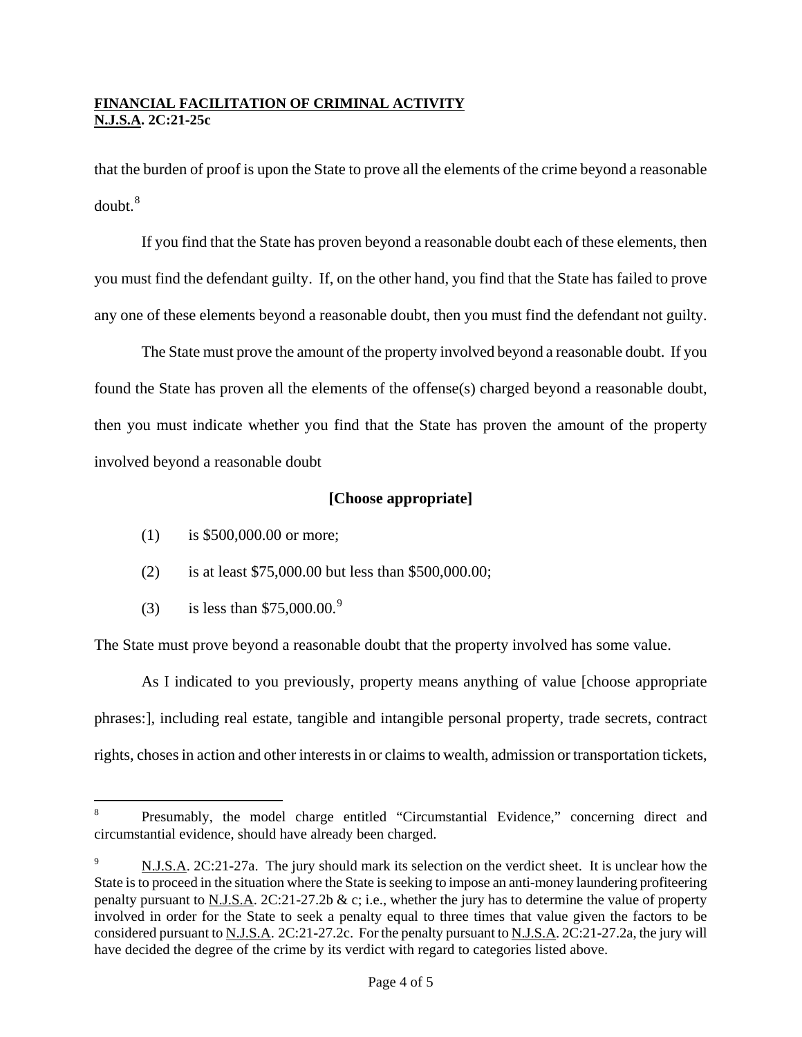that the burden of proof is upon the State to prove all the elements of the crime beyond a reasonable doubt.[8]

If you find that the State has proven beyond a reasonable doubt each of these elements, then you must find the defendant guilty. If, on the other hand, you find that the State has failed to prove any one of these elements beyond a reasonable doubt, then you must find the defendant not guilty.

The State must prove the amount of the property involved beyond a reasonable doubt. If you found the State has proven all the elements of the offense(s) charged beyond a reasonable doubt, then you must indicate whether you find that the State has proven the amount of the property involved beyond a reasonable doubt

**[Choose appropriate]**

(1) is $500,000.00 or more;

(2) is at least $75,000.00 but less than $500,000.00;

(3) is less than $75,000.00.[9]

The State must prove beyond a reasonable doubt that the property involved has some value.

As I indicated to you previously, property means anything of value [choose appropriate phrases:], including real estate, tangible and intangible personal property, trade secrets, contract rights, choses in action and other interests in or claims to wealth, admission or transportation tickets,

---

[8] Presumably, the model charge entitled "Circumstantial Evidence," concerning direct and circumstantial evidence, should have already been charged.

[9] N.J.S.A. 2C:21-27a. The jury should mark its selection on the verdict sheet. It is unclear how the State is to proceed in the situation where the State is seeking to impose an anti-money laundering profiteering penalty pursuant to N.J.S.A. 2C:21-27.2b & c; i.e., whether the jury has to determine the value of property involved in order for the State to seek a penalty equal to three times that value given the factors to be considered pursuant to N.J.S.A. 2C:21-27.2c. For the penalty pursuant to N.J.S.A. 2C:21-27.2a, the jury will have decided the degree of the crime by its verdict with regard to categories listed above.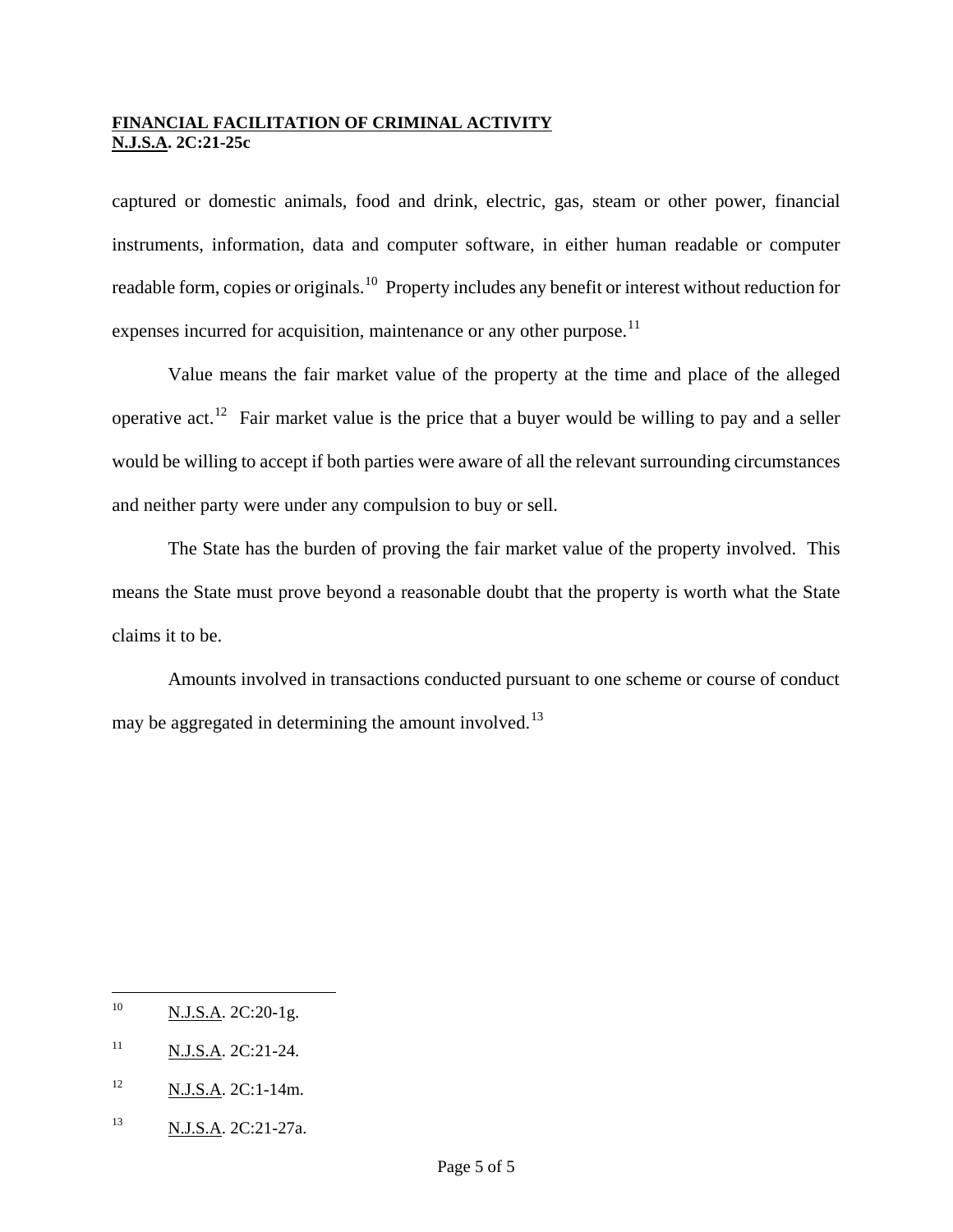captured or domestic animals, food and drink, electric, gas, steam or other power, financial instruments, information, data and computer software, in either human readable or computer readable form, copies or originals.[10] Property includes any benefit or interest without reduction for expenses incurred for acquisition, maintenance or any other purpose.[11]

Value means the fair market value of the property at the time and place of the alleged operative act.[12] Fair market value is the price that a buyer would be willing to pay and a seller would be willing to accept if both parties were aware of all the relevant surrounding circumstances and neither party were under any compulsion to buy or sell.

The State has the burden of proving the fair market value of the property involved. This means the State must prove beyond a reasonable doubt that the property is worth what the State claims it to be.

Amounts involved in transactions conducted pursuant to one scheme or course of conduct may be aggregated in determining the amount involved.[13]

---

[10] N.J.S.A. 2C:20-1g.

[11] N.J.S.A. 2C:21-24.

[12] N.J.S.A. 2C:1-14m.

[13] N.J.S.A. 2C:21-27a.